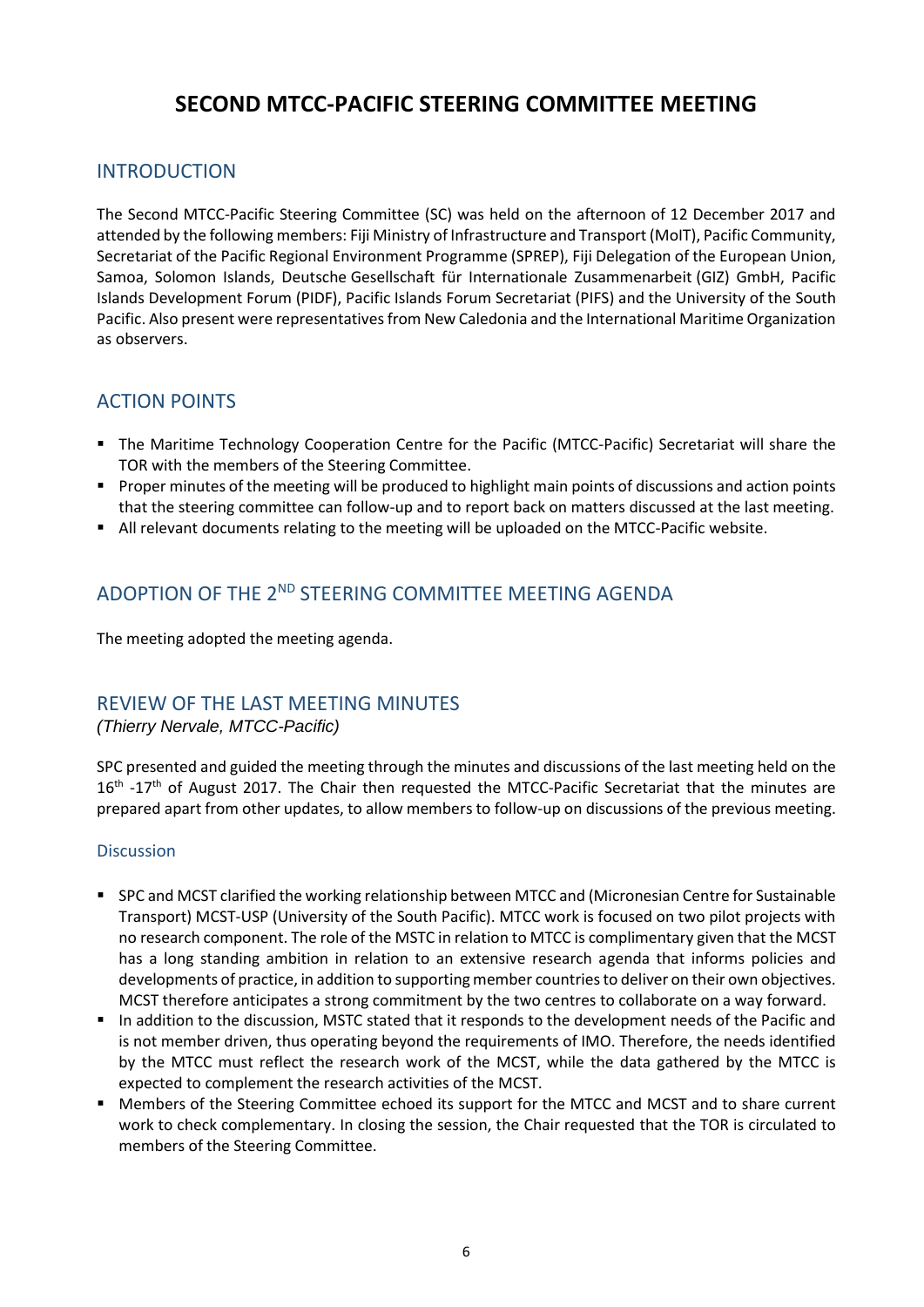# SECOND MTCC-PACIFIC STEERING COMMITTEE MEETING

## INTRODUCTION

The Second MTCC-Pacific Steering Committee (SC) was held on the afternoon of 12 December 2017 and attended by the following members: Fiji Ministry of Infrastructure and Transport (MoIT), Pacific Community, Secretariat of the Pacific Regional Environment Programme (SPREP), Fiji Delegation of the European Union, Samoa, Solomon Islands, Deutsche Gesellschaft für Internationale Zusammenarbeit (GIZ) GmbH, Pacific Islands Development Forum (PIDF), Pacific Islands Forum Secretariat (PIFS) and the University of the South Pacific. Also present were representatives from New Caledonia and the International Maritime Organization as observers.

## ACTION POINTS

- The Maritime Technology Cooperation Centre for the Pacific (MTCC-Pacific) Secretariat will share the TOR with the members of the Steering Committee.
- Proper minutes of the meeting will be produced to highlight main points of discussions and action points that the steering committee can follow-up and to report back on matters discussed at the last meeting.
- All relevant documents relating to the meeting will be uploaded on the MTCC-Pacific website.

## ADOPTION OF THE 2ND STEERING COMMITTEE MEETING AGENDA

The meeting adopted the meeting agenda.

## REVIEW OF THE LAST MEETING MINUTES

*(Thierry Nervale, MTCC-Pacific)*

SPC presented and guided the meeting through the minutes and discussions of the last meeting held on the 16th -17th of August 2017. The Chair then requested the MTCC-Pacific Secretariat that the minutes are prepared apart from other updates, to allow members to follow-up on discussions of the previous meeting.

### Discussion

- SPC and MCST clarified the working relationship between MTCC and (Micronesian Centre for Sustainable Transport) MCST-USP (University of the South Pacific). MTCC work is focused on two pilot projects with no research component. The role of the MSTC in relation to MTCC is complimentary given that the MCST has a long standing ambition in relation to an extensive research agenda that informs policies and developments of practice, in addition to supporting member countries to deliver on their own objectives. MCST therefore anticipates a strong commitment by the two centres to collaborate on a way forward.
- In addition to the discussion, MSTC stated that it responds to the development needs of the Pacific and is not member driven, thus operating beyond the requirements of IMO. Therefore, the needs identified by the MTCC must reflect the research work of the MCST, while the data gathered by the MTCC is expected to complement the research activities of the MCST.
- Members of the Steering Committee echoed its support for the MTCC and MCST and to share current work to check complementary. In closing the session, the Chair requested that the TOR is circulated to members of the Steering Committee.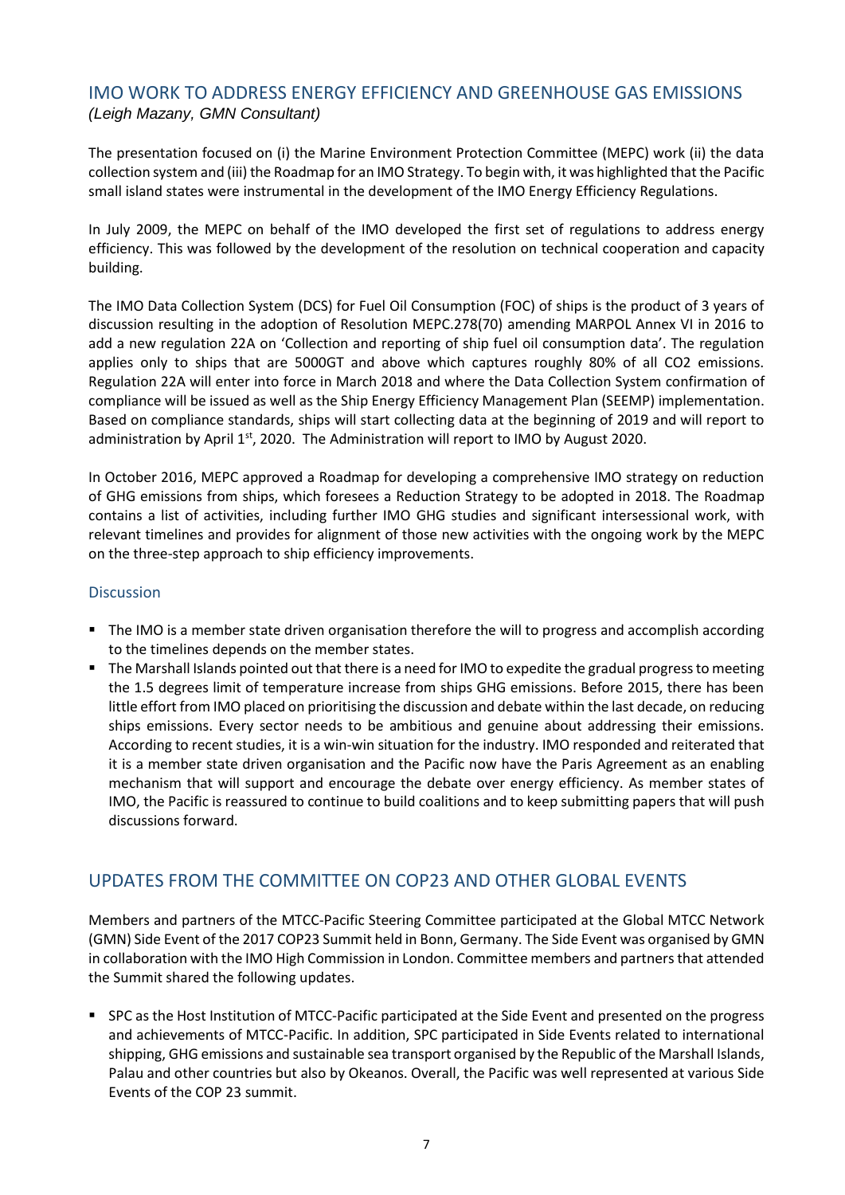## IMO WORK TO ADDRESS ENERGY EFFICIENCY AND GREENHOUSE GAS EMISSIONS

*(Leigh Mazany, GMN Consultant)*

The presentation focused on (i) the Marine Environment Protection Committee (MEPC) work (ii) the data collection system and (iii) the Roadmap for an IMO Strategy. To begin with, it was highlighted that the Pacific small island states were instrumental in the development of the IMO Energy Efficiency Regulations.

In July 2009, the MEPC on behalf of the IMO developed the first set of regulations to address energy efficiency. This was followed by the development of the resolution on technical cooperation and capacity building.

The IMO Data Collection System (DCS) for Fuel Oil Consumption (FOC) of ships is the product of 3 years of discussion resulting in the adoption of Resolution MEPC.278(70) amending MARPOL Annex VI in 2016 to add a new regulation 22A on 'Collection and reporting of ship fuel oil consumption data'. The regulation applies only to ships that are 5000GT and above which captures roughly 80% of all $CO_2$ emissions. Regulation 22A will enter into force in March 2018 and where the Data Collection System confirmation of compliance will be issued as well as the Ship Energy Efficiency Management Plan (SEEMP) implementation. Based on compliance standards, ships will start collecting data at the beginning of 2019 and will report to administration by April 1st, 2020. The Administration will report to IMO by August 2020.

In October 2016, MEPC approved a Roadmap for developing a comprehensive IMO strategy on reduction of GHG emissions from ships, which foresees a Reduction Strategy to be adopted in 2018. The Roadmap contains a list of activities, including further IMO GHG studies and significant intersessional work, with relevant timelines and provides for alignment of those new activities with the ongoing work by the MEPC on the three-step approach to ship efficiency improvements.

### Discussion

- The IMO is a member state driven organisation therefore the will to progress and accomplish according to the timelines depends on the member states.
- The Marshall Islands pointed out that there is a need for IMO to expedite the gradual progress to meeting the 1.5 degrees limit of temperature increase from ships GHG emissions. Before 2015, there has been little effort from IMO placed on prioritising the discussion and debate within the last decade, on reducing ships emissions. Every sector needs to be ambitious and genuine about addressing their emissions. According to recent studies, it is a win-win situation for the industry. IMO responded and reiterated that it is a member state driven organisation and the Pacific now have the Paris Agreement as an enabling mechanism that will support and encourage the debate over energy efficiency. As member states of IMO, the Pacific is reassured to continue to build coalitions and to keep submitting papers that will push discussions forward.

## UPDATES FROM THE COMMITTEE ON COP23 AND OTHER GLOBAL EVENTS

Members and partners of the MTCC-Pacific Steering Committee participated at the Global MTCC Network (GMN) Side Event of the 2017 COP23 Summit held in Bonn, Germany. The Side Event was organised by GMN in collaboration with the IMO High Commission in London. Committee members and partners that attended the Summit shared the following updates.

- SPC as the Host Institution of MTCC-Pacific participated at the Side Event and presented on the progress and achievements of MTCC-Pacific. In addition, SPC participated in Side Events related to international shipping, GHG emissions and sustainable sea transport organised by the Republic of the Marshall Islands, Palau and other countries but also by Okeanos. Overall, the Pacific was well represented at various Side Events of the COP 23 summit.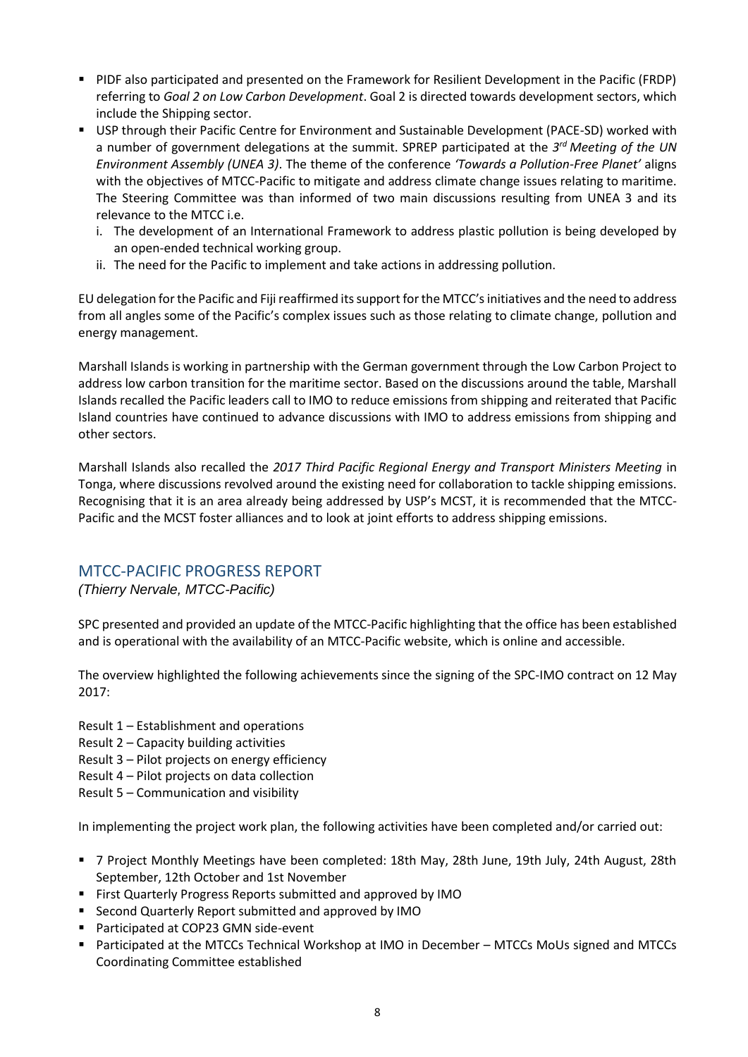- PIDF also participated and presented on the Framework for Resilient Development in the Pacific (FRDP) referring to *Goal 2 on Low Carbon Development*. Goal 2 is directed towards development sectors, which include the Shipping sector.
- USP through their Pacific Centre for Environment and Sustainable Development (PACE-SD) worked with a number of government delegations at the summit. SPREP participated at the *3rd Meeting of the UN Environment Assembly (UNEA 3)*. The theme of the conference *'Towards a Pollution-Free Planet'* aligns with the objectives of MTCC-Pacific to mitigate and address climate change issues relating to maritime. The Steering Committee was than informed of two main discussions resulting from UNEA 3 and its relevance to the MTCC i.e.
    i. The development of an International Framework to address plastic pollution is being developed by an open-ended technical working group.
    ii. The need for the Pacific to implement and take actions in addressing pollution.

EU delegation for the Pacific and Fiji reaffirmed its support for the MTCC's initiatives and the need to address from all angles some of the Pacific's complex issues such as those relating to climate change, pollution and energy management.

Marshall Islands is working in partnership with the German government through the Low Carbon Project to address low carbon transition for the maritime sector. Based on the discussions around the table, Marshall Islands recalled the Pacific leaders call to IMO to reduce emissions from shipping and reiterated that Pacific Island countries have continued to advance discussions with IMO to address emissions from shipping and other sectors.

Marshall Islands also recalled the *2017 Third Pacific Regional Energy and Transport Ministers Meeting* in Tonga, where discussions revolved around the existing need for collaboration to tackle shipping emissions. Recognising that it is an area already being addressed by USP's MCST, it is recommended that the MTCC-Pacific and the MCST foster alliances and to look at joint efforts to address shipping emissions.

## MTCC-PACIFIC PROGRESS REPORT

*(Thierry Nervale, MTCC-Pacific)*

SPC presented and provided an update of the MTCC-Pacific highlighting that the office has been established and is operational with the availability of an MTCC-Pacific website, which is online and accessible.

The overview highlighted the following achievements since the signing of the SPC-IMO contract on 12 May 2017:

Result 1 – Establishment and operations
Result 2 – Capacity building activities
Result 3 – Pilot projects on energy efficiency
Result 4 – Pilot projects on data collection
Result 5 – Communication and visibility

In implementing the project work plan, the following activities have been completed and/or carried out:

- 7 Project Monthly Meetings have been completed: 18th May, 28th June, 19th July, 24th August, 28th September, 12th October and 1st November
- First Quarterly Progress Reports submitted and approved by IMO
- Second Quarterly Report submitted and approved by IMO
- Participated at COP23 GMN side-event
- Participated at the MTCCs Technical Workshop at IMO in December – MTCCs MoUs signed and MTCCs Coordinating Committee established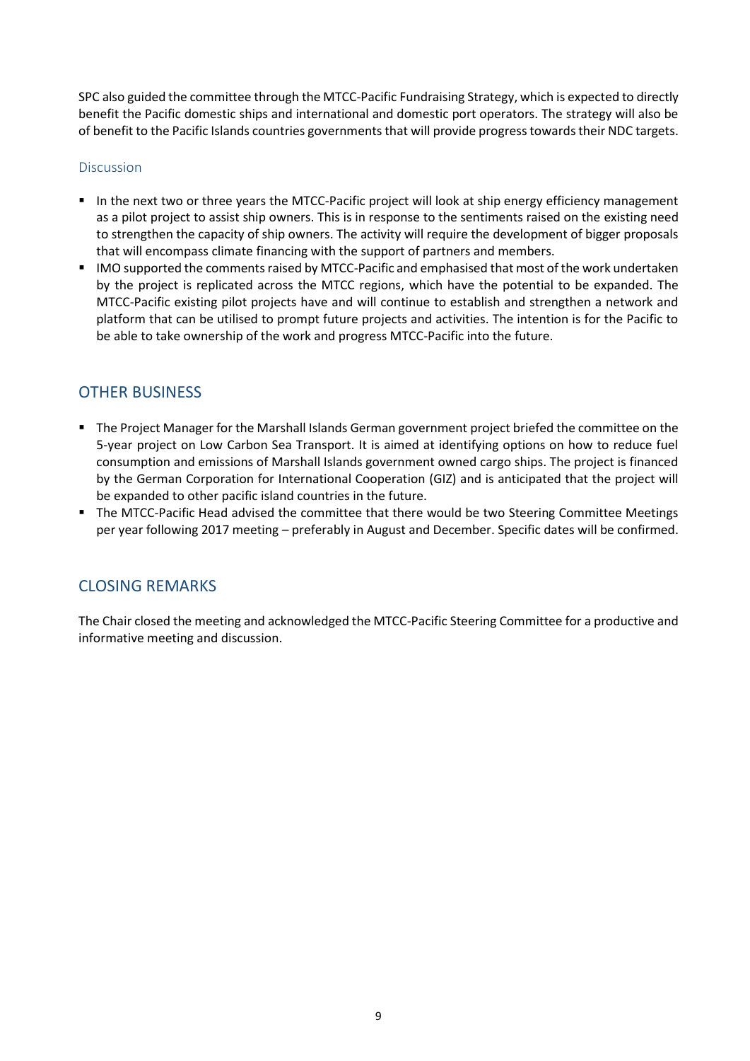SPC also guided the committee through the MTCC-Pacific Fundraising Strategy, which is expected to directly benefit the Pacific domestic ships and international and domestic port operators. The strategy will also be of benefit to the Pacific Islands countries governments that will provide progress towards their NDC targets.

### Discussion

- In the next two or three years the MTCC-Pacific project will look at ship energy efficiency management as a pilot project to assist ship owners. This is in response to the sentiments raised on the existing need to strengthen the capacity of ship owners. The activity will require the development of bigger proposals that will encompass climate financing with the support of partners and members.
- IMO supported the comments raised by MTCC-Pacific and emphasised that most of the work undertaken by the project is replicated across the MTCC regions, which have the potential to be expanded. The MTCC-Pacific existing pilot projects have and will continue to establish and strengthen a network and platform that can be utilised to prompt future projects and activities. The intention is for the Pacific to be able to take ownership of the work and progress MTCC-Pacific into the future.

## OTHER BUSINESS

- The Project Manager for the Marshall Islands German government project briefed the committee on the 5-year project on Low Carbon Sea Transport. It is aimed at identifying options on how to reduce fuel consumption and emissions of Marshall Islands government owned cargo ships. The project is financed by the German Corporation for International Cooperation (GIZ) and is anticipated that the project will be expanded to other pacific island countries in the future.
- The MTCC-Pacific Head advised the committee that there would be two Steering Committee Meetings per year following 2017 meeting – preferably in August and December. Specific dates will be confirmed.

## CLOSING REMARKS

The Chair closed the meeting and acknowledged the MTCC-Pacific Steering Committee for a productive and informative meeting and discussion.